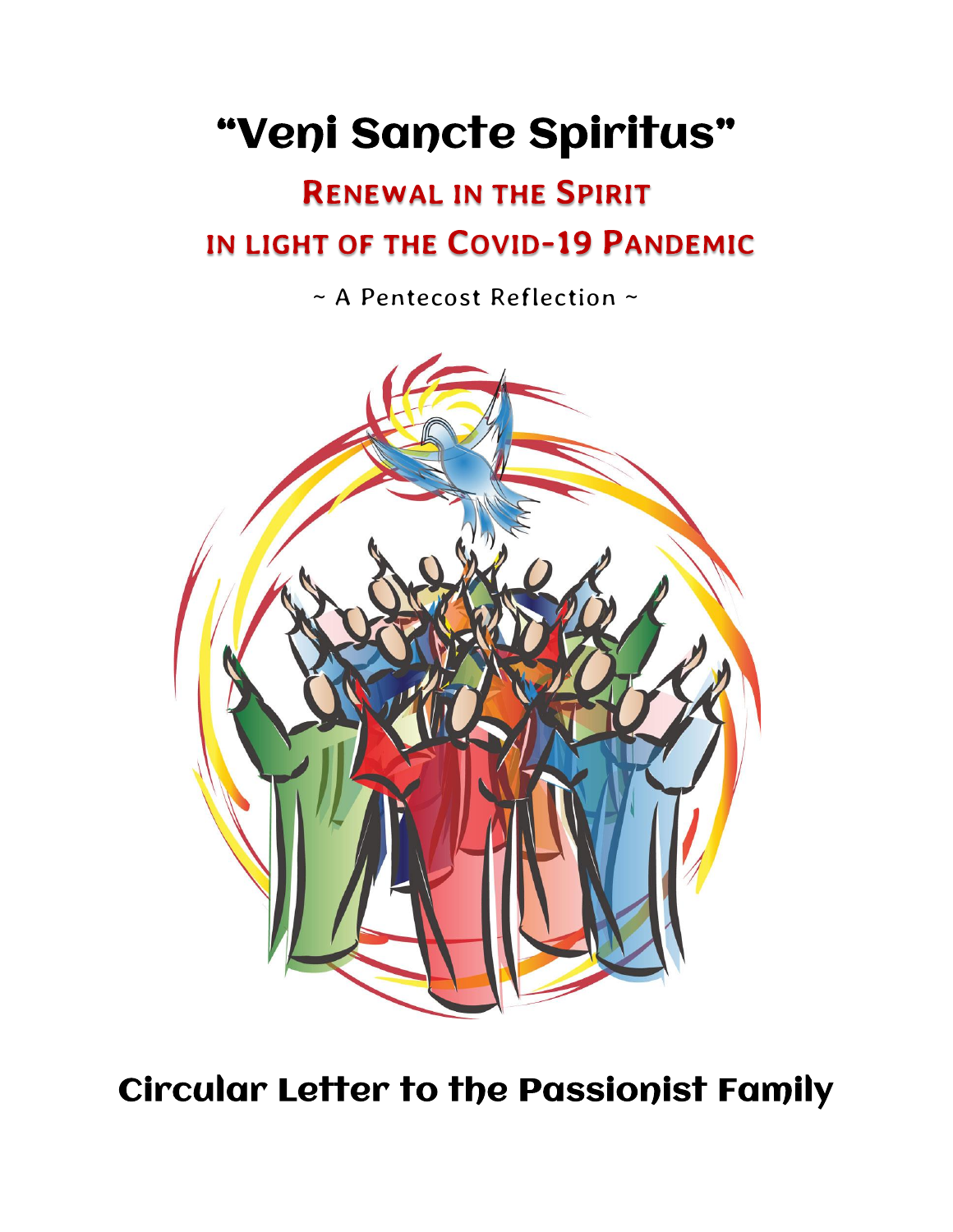# "Veni Sancte Spiritus"

## Renewal in the Spirit in Light of the Covid-19 Pandemic

~ A Pentecost Reflection ~

## Circular Letter to the Passionist Family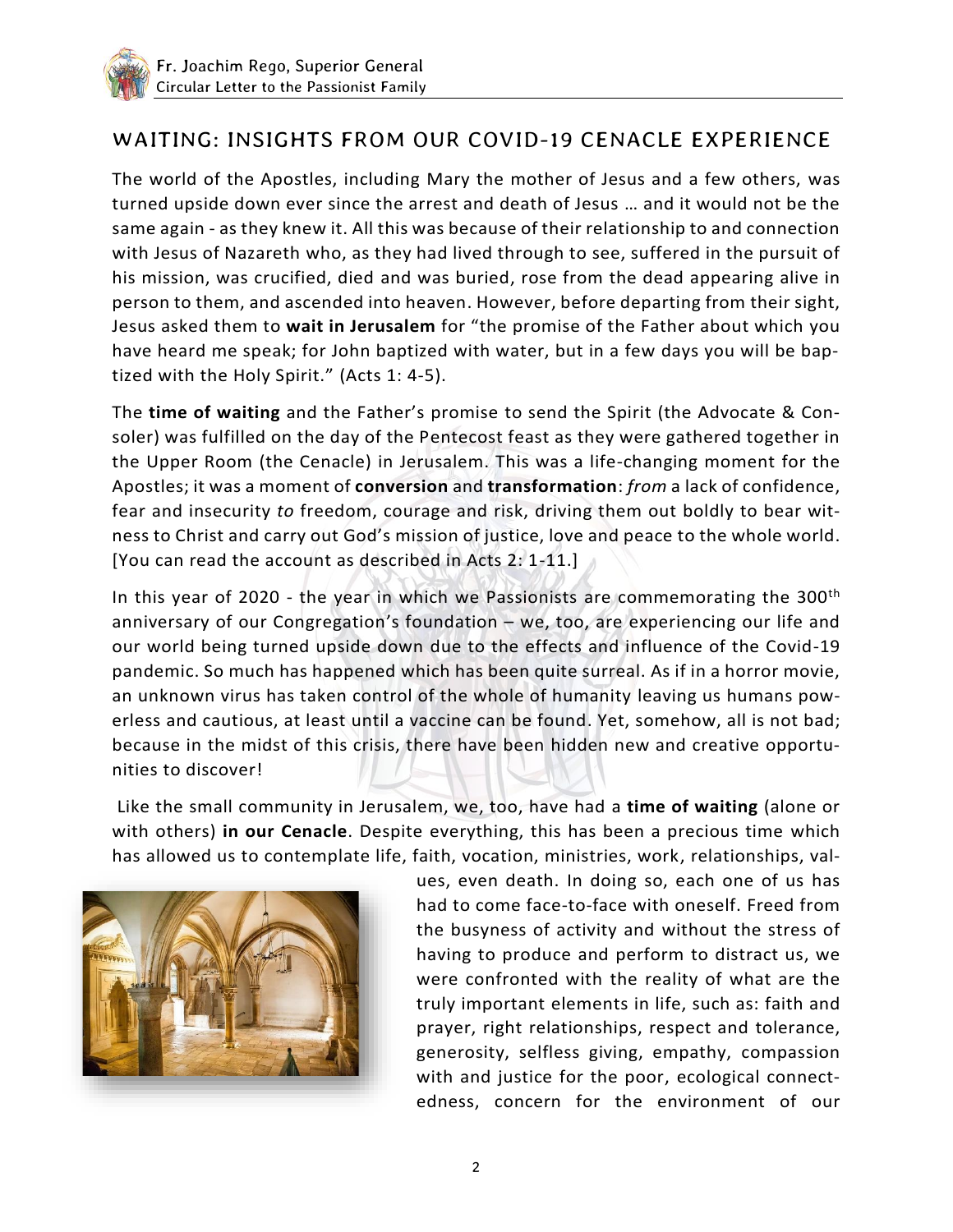## WAITING: INSIGHTS FROM OUR COVID-19 CENACLE EXPERIENCE

The world of the Apostles, including Mary the mother of Jesus and a few others, was turned upside down ever since the arrest and death of Jesus … and it would not be the same again - as they knew it. All this was because of their relationship to and connection with Jesus of Nazareth who, as they had lived through to see, suffered in the pursuit of his mission, was crucified, died and was buried, rose from the dead appearing alive in person to them, and ascended into heaven. However, before departing from their sight, Jesus asked them to **wait in Jerusalem** for "the promise of the Father about which you have heard me speak; for John baptized with water, but in a few days you will be baptized with the Holy Spirit." (Acts 1: 4-5).

The **time of waiting** and the Father's promise to send the Spirit (the Advocate & Consoler) was fulfilled on the day of the Pentecost feast as they were gathered together in the Upper Room (the Cenacle) in Jerusalem. This was a life-changing moment for the Apostles; it was a moment of **conversion** and **transformation**: *from* a lack of confidence, fear and insecurity *to* freedom, courage and risk, driving them out boldly to bear witness to Christ and carry out God's mission of justice, love and peace to the whole world. [You can read the account as described in Acts 2: 1-11.]

In this year of 2020 - the year in which we Passionists are commemorating the 300th anniversary of our Congregation's foundation – we, too, are experiencing our life and our world being turned upside down due to the effects and influence of the Covid-19 pandemic. So much has happened which has been quite surreal. As if in a horror movie, an unknown virus has taken control of the whole of humanity leaving us humans powerless and cautious, at least until a vaccine can be found. Yet, somehow, all is not bad; because in the midst of this crisis, there have been hidden new and creative opportunities to discover!

Like the small community in Jerusalem, we, too, have had a **time of waiting** (alone or with others) **in our Cenacle**. Despite everything, this has been a precious time which has allowed us to contemplate life, faith, vocation, ministries, work, relationships, values, even death. In doing so, each one of us has had to come face-to-face with oneself. Freed from the busyness of activity and without the stress of having to produce and perform to distract us, we were confronted with the reality of what are the truly important elements in life, such as: faith and prayer, right relationships, respect and tolerance, generosity, selfless giving, empathy, compassion with and justice for the poor, ecological connectedness, concern for the environment of our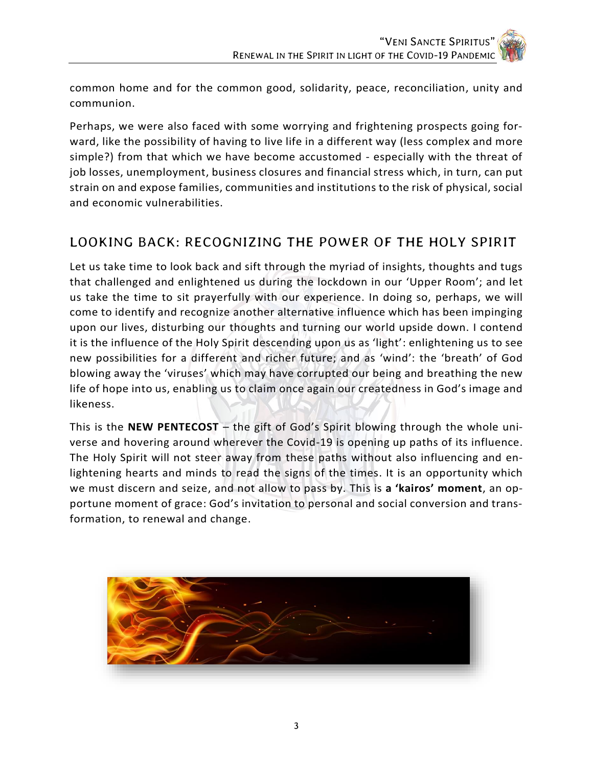common home and for the common good, solidarity, peace, reconciliation, unity and communion.

Perhaps, we were also faced with some worrying and frightening prospects going forward, like the possibility of having to live life in a different way (less complex and more simple?) from that which we have become accustomed - especially with the threat of job losses, unemployment, business closures and financial stress which, in turn, can put strain on and expose families, communities and institutions to the risk of physical, social and economic vulnerabilities.

## LOOKING BACK: RECOGNIZING THE POWER OF THE HOLY SPIRIT

Let us take time to look back and sift through the myriad of insights, thoughts and tugs that challenged and enlightened us during the lockdown in our 'Upper Room'; and let us take the time to sit prayerfully with our experience. In doing so, perhaps, we will come to identify and recognize another alternative influence which has been impinging upon our lives, disturbing our thoughts and turning our world upside down. I contend it is the influence of the Holy Spirit descending upon us as 'light': enlightening us to see new possibilities for a different and richer future; and as 'wind': the 'breath' of God blowing away the 'viruses' which may have corrupted our being and breathing the new life of hope into us, enabling us to claim once again our createdness in God's image and likeness.

This is the **NEW PENTECOST** – the gift of God's Spirit blowing through the whole universe and hovering around wherever the Covid-19 is opening up paths of its influence. The Holy Spirit will not steer away from these paths without also influencing and enlightening hearts and minds to read the signs of the times. It is an opportunity which we must discern and seize, and not allow to pass by. This is **a 'kairos' moment**, an opportune moment of grace: God's invitation to personal and social conversion and transformation, to renewal and change.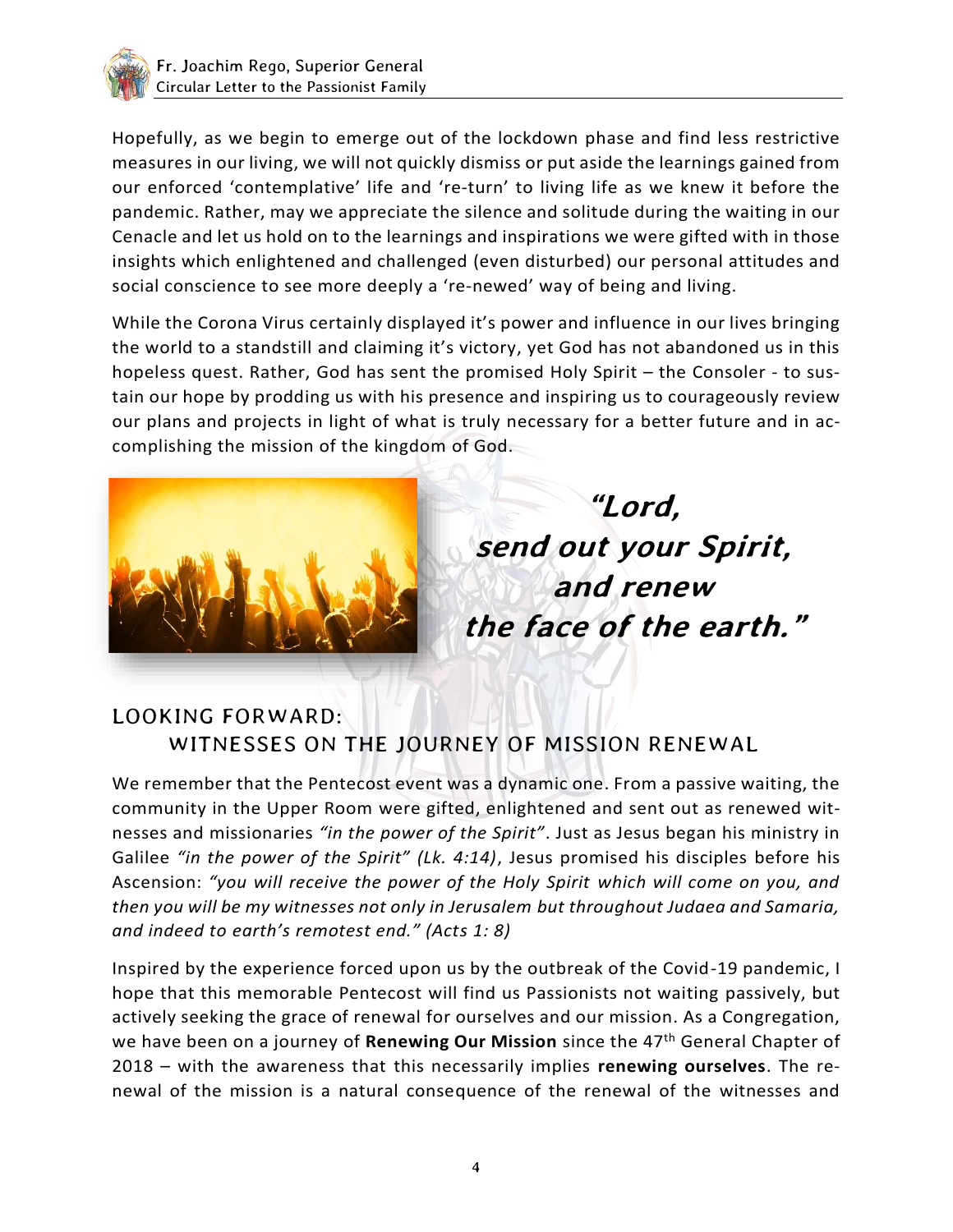Hopefully, as we begin to emerge out of the lockdown phase and find less restrictive measures in our living, we will not quickly dismiss or put aside the learnings gained from our enforced 'contemplative' life and 're-turn' to living life as we knew it before the pandemic. Rather, may we appreciate the silence and solitude during the waiting in our Cenacle and let us hold on to the learnings and inspirations we were gifted with in those insights which enlightened and challenged (even disturbed) our personal attitudes and social conscience to see more deeply a 're-newed' way of being and living.

While the Corona Virus certainly displayed it's power and influence in our lives bringing the world to a standstill and claiming it's victory, yet God has not abandoned us in this hopeless quest. Rather, God has sent the promised Holy Spirit – the Consoler - to sustain our hope by prodding us with his presence and inspiring us to courageously review our plans and projects in light of what is truly necessary for a better future and in accomplishing the mission of the kingdom of God.

***"Lord, send out your Spirit, and renew the face of the earth."***

## LOOKING FORWARD: WITNESSES ON THE JOURNEY OF MISSION RENEWAL

We remember that the Pentecost event was a dynamic one. From a passive waiting, the community in the Upper Room were gifted, enlightened and sent out as renewed witnesses and missionaries *"in the power of the Spirit"*. Just as Jesus began his ministry in Galilee *"in the power of the Spirit" (Lk. 4:14)*, Jesus promised his disciples before his Ascension: *"you will receive the power of the Holy Spirit which will come on you, and then you will be my witnesses not only in Jerusalem but throughout Judaea and Samaria, and indeed to earth's remotest end." (Acts 1: 8)*

Inspired by the experience forced upon us by the outbreak of the Covid-19 pandemic, I hope that this memorable Pentecost will find us Passionists not waiting passively, but actively seeking the grace of renewal for ourselves and our mission. As a Congregation, we have been on a journey of **Renewing Our Mission** since the 47th General Chapter of 2018 – with the awareness that this necessarily implies **renewing ourselves**. The renewal of the mission is a natural consequence of the renewal of the witnesses and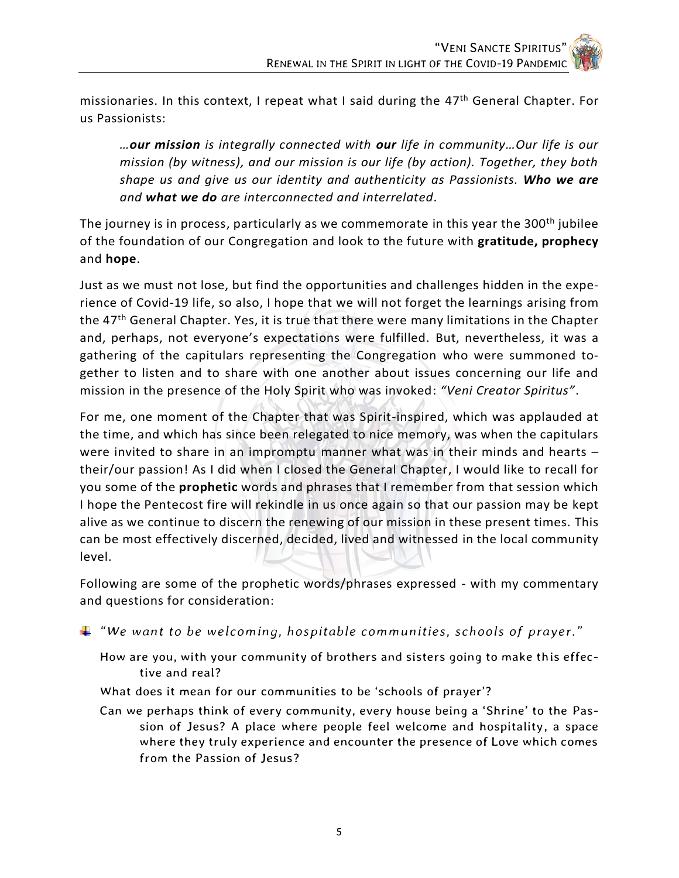missionaries. In this context, I repeat what I said during the 47th General Chapter. For us Passionists:

> *…**our mission** is integrally connected with **our** life in community…Our life is our mission (by witness), and our mission is our life (by action). Together, they both shape us and give us our identity and authenticity as Passionists. **Who we are** and **what we do** are interconnected and interrelated.*

The journey is in process, particularly as we commemorate in this year the 300th jubilee of the foundation of our Congregation and look to the future with **gratitude, prophecy** and **hope**.

Just as we must not lose, but find the opportunities and challenges hidden in the experience of Covid-19 life, so also, I hope that we will not forget the learnings arising from the 47th General Chapter. Yes, it is true that there were many limitations in the Chapter and, perhaps, not everyone's expectations were fulfilled. But, nevertheless, it was a gathering of the capitulars representing the Congregation who were summoned together to listen and to share with one another about issues concerning our life and mission in the presence of the Holy Spirit who was invoked: *"Veni Creator Spiritus"*.

For me, one moment of the Chapter that was Spirit-inspired, which was applauded at the time, and which has since been relegated to nice memory, was when the capitulars were invited to share in an impromptu manner what was in their minds and hearts – their/our passion! As I did when I closed the General Chapter, I would like to recall for you some of the **prophetic** words and phrases that I remember from that session which I hope the Pentecost fire will rekindle in us once again so that our passion may be kept alive as we continue to discern the renewing of our mission in these present times. This can be most effectively discerned, decided, lived and witnessed in the local community level.

Following are some of the prophetic words/phrases expressed - with my commentary and questions for consideration:

- *"We want to be welcoming, hospitable communities, schools of prayer."*

  How are you, with your community of brothers and sisters going to make this effective and real?

  What does it mean for our communities to be 'schools of prayer'?

  Can we perhaps think of every community, every house being a 'Shrine' to the Passion of Jesus? A place where people feel welcome and hospitality, a space where they truly experience and encounter the presence of Love which comes from the Passion of Jesus?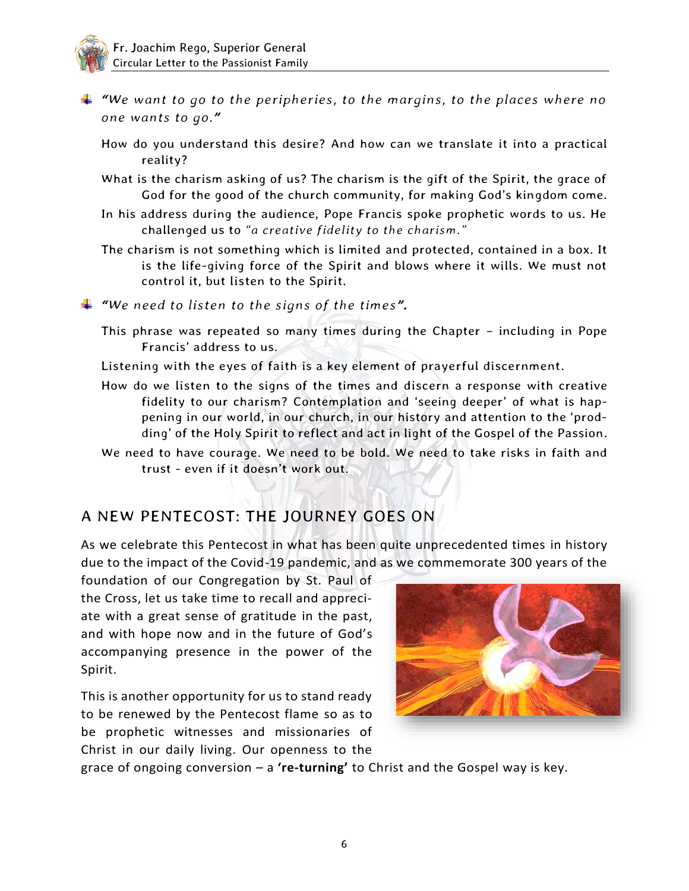- *"We want to go to the peripheries, to the margins, to the places where no one wants to go."*

  How do you understand this desire? And how can we translate it into a practical reality?

  What is the charism asking of us? The charism is the gift of the Spirit, the grace of God for the good of the church community, for making God's kingdom come.

  In his address during the audience, Pope Francis spoke prophetic words to us. He challenged us to *"a creative fidelity to the charism."*

  The charism is not something which is limited and protected, contained in a box. It is the life-giving force of the Spirit and blows where it wills. We must not control it, but listen to the Spirit.

- *"We need to listen to the signs of the times".*

  This phrase was repeated so many times during the Chapter – including in Pope Francis' address to us.

  Listening with the eyes of faith is a key element of prayerful discernment.

  How do we listen to the signs of the times and discern a response with creative fidelity to our charism? Contemplation and 'seeing deeper' of what is happening in our world, in our church, in our history and attention to the 'prodding' of the Holy Spirit to reflect and act in light of the Gospel of the Passion.

  We need to have courage. We need to be bold. We need to take risks in faith and trust - even if it doesn't work out.

## A NEW PENTECOST: THE JOURNEY GOES ON

As we celebrate this Pentecost in what has been quite unprecedented times in history due to the impact of the Covid-19 pandemic, and as we commemorate 300 years of the foundation of our Congregation by St. Paul of the Cross, let us take time to recall and appreciate with a great sense of gratitude in the past, and with hope now and in the future of God's accompanying presence in the power of the Spirit.

This is another opportunity for us to stand ready to be renewed by the Pentecost flame so as to be prophetic witnesses and missionaries of Christ in our daily living. Our openness to the grace of ongoing conversion – a **'re-turning'** to Christ and the Gospel way is key.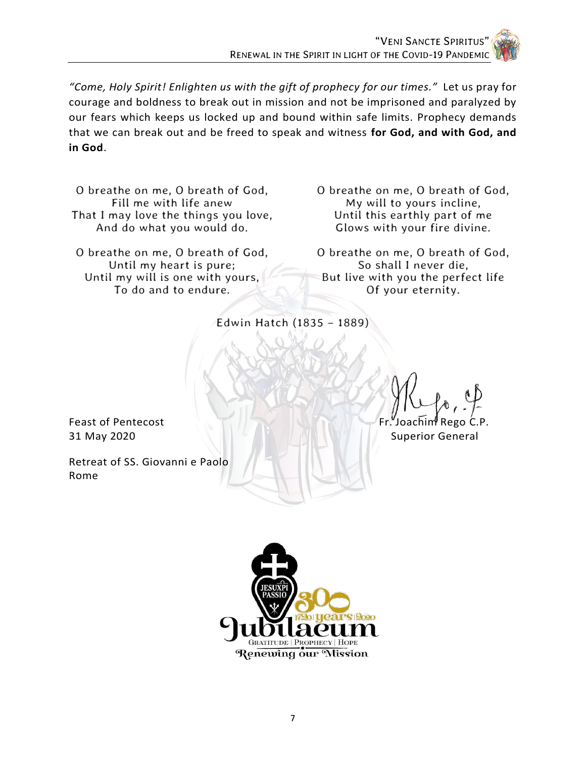*"Come, Holy Spirit! Enlighten us with the gift of prophecy for our times."* Let us pray for courage and boldness to break out in mission and not be imprisoned and paralyzed by our fears which keeps us locked up and bound within safe limits. Prophecy demands that we can break out and be freed to speak and witness **for God, and with God, and in God**.

O breathe on me, O breath of God,
Fill me with life anew
That I may love the things you love,
And do what you would do.

O breathe on me, O breath of God,
Until my heart is pure;
Until my will is one with yours,
To do and to endure.

O breathe on me, O breath of God,
My will to yours incline,
Until this earthly part of me
Glows with your fire divine.

O breathe on me, O breath of God,
So shall I never die,
But live with you the perfect life
Of your eternity.

Edwin Hatch (1835 – 1889)

Fr. Joachim Rego C.P.
Superior General

Feast of Pentecost
31 May 2020

Retreat of SS. Giovanni e Paolo
Rome

JESUXPI PASSIO
300 1720 | years | 2020
Jubilaeum
Gratitude | Prophecy | Hope
Renewing our Mission